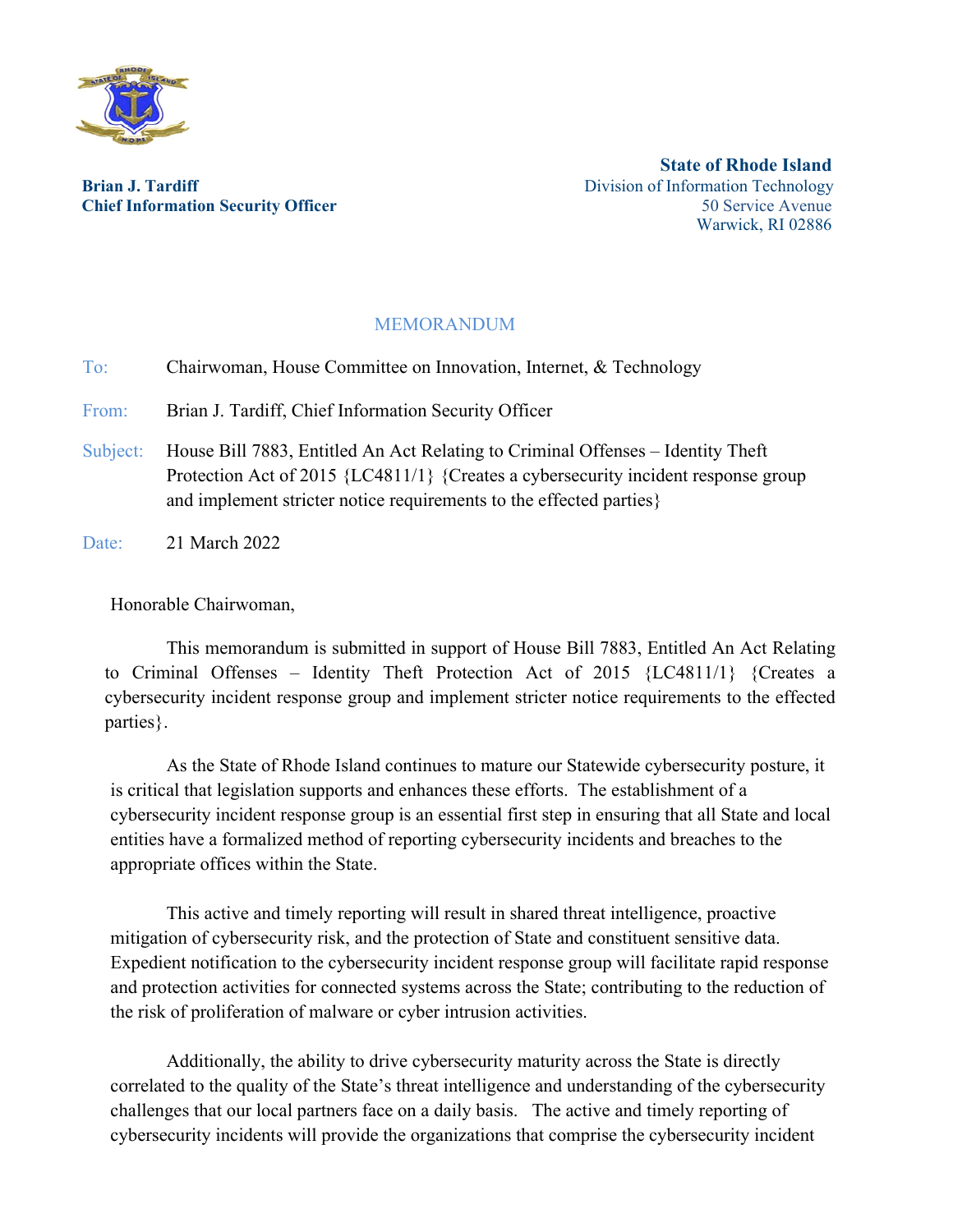**Brian J. Tardiff**
**Chief Information Security Officer**

**State of Rhode Island**
Division of Information Technology
50 Service Avenue
Warwick, RI 02886

MEMORANDUM

To: Chairwoman, House Committee on Innovation, Internet, & Technology

From: Brian J. Tardiff, Chief Information Security Officer

Subject: House Bill 7883, Entitled An Act Relating to Criminal Offenses – Identity Theft Protection Act of 2015 {LC4811/1} {Creates a cybersecurity incident response group and implement stricter notice requirements to the effected parties}

Date: 21 March 2022

Honorable Chairwoman,

This memorandum is submitted in support of House Bill 7883, Entitled An Act Relating to Criminal Offenses – Identity Theft Protection Act of 2015 {LC4811/1} {Creates a cybersecurity incident response group and implement stricter notice requirements to the effected parties}.

As the State of Rhode Island continues to mature our Statewide cybersecurity posture, it is critical that legislation supports and enhances these efforts. The establishment of a cybersecurity incident response group is an essential first step in ensuring that all State and local entities have a formalized method of reporting cybersecurity incidents and breaches to the appropriate offices within the State.

This active and timely reporting will result in shared threat intelligence, proactive mitigation of cybersecurity risk, and the protection of State and constituent sensitive data. Expedient notification to the cybersecurity incident response group will facilitate rapid response and protection activities for connected systems across the State; contributing to the reduction of the risk of proliferation of malware or cyber intrusion activities.

Additionally, the ability to drive cybersecurity maturity across the State is directly correlated to the quality of the State's threat intelligence and understanding of the cybersecurity challenges that our local partners face on a daily basis. The active and timely reporting of cybersecurity incidents will provide the organizations that comprise the cybersecurity incident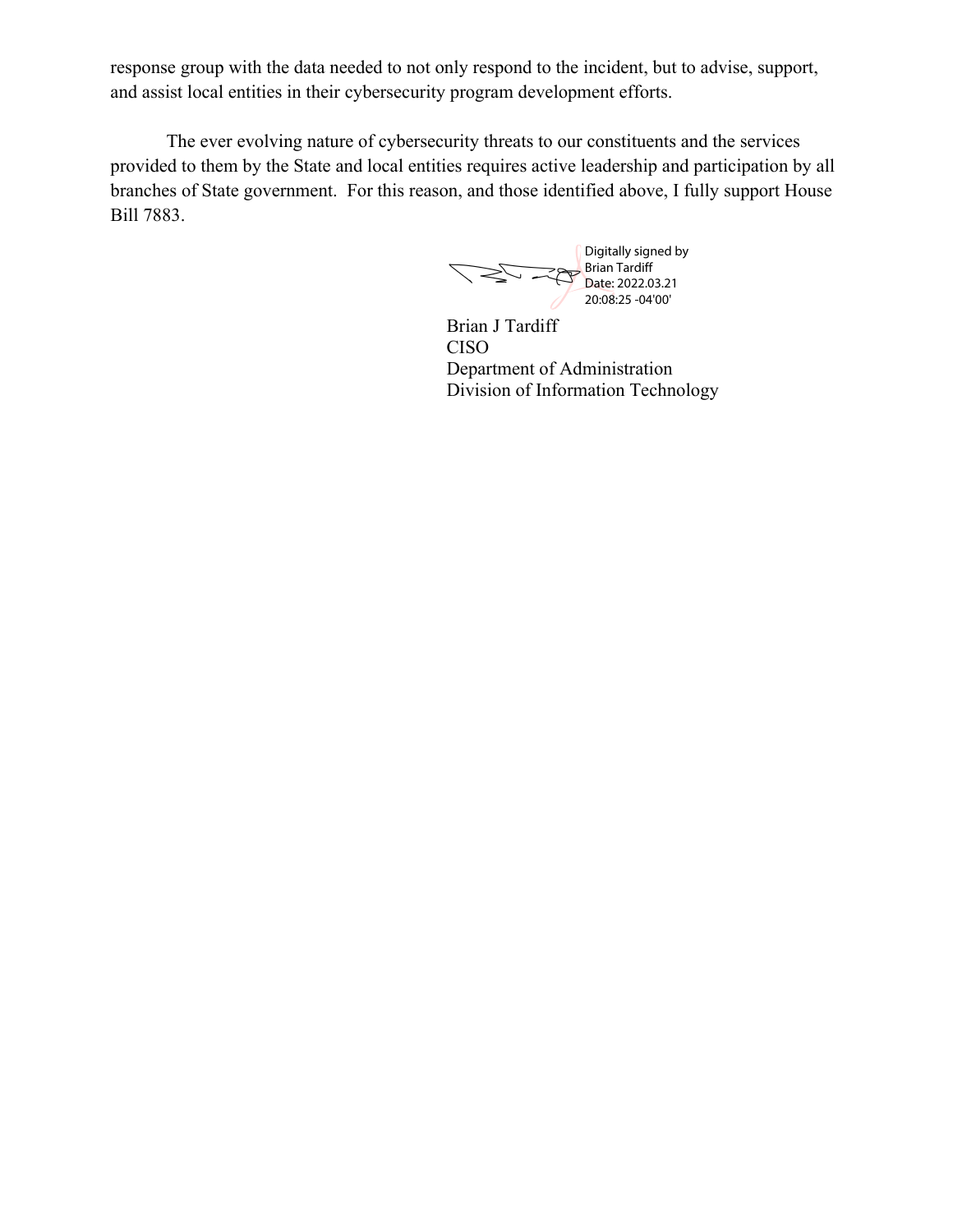response group with the data needed to not only respond to the incident, but to advise, support, and assist local entities in their cybersecurity program development efforts.

The ever evolving nature of cybersecurity threats to our constituents and the services provided to them by the State and local entities requires active leadership and participation by all branches of State government. For this reason, and those identified above, I fully support House Bill 7883.

Digitally signed by Brian Tardiff
Date: 2022.03.21 20:08:25 -04'00'

Brian J Tardiff
CISO
Department of Administration
Division of Information Technology